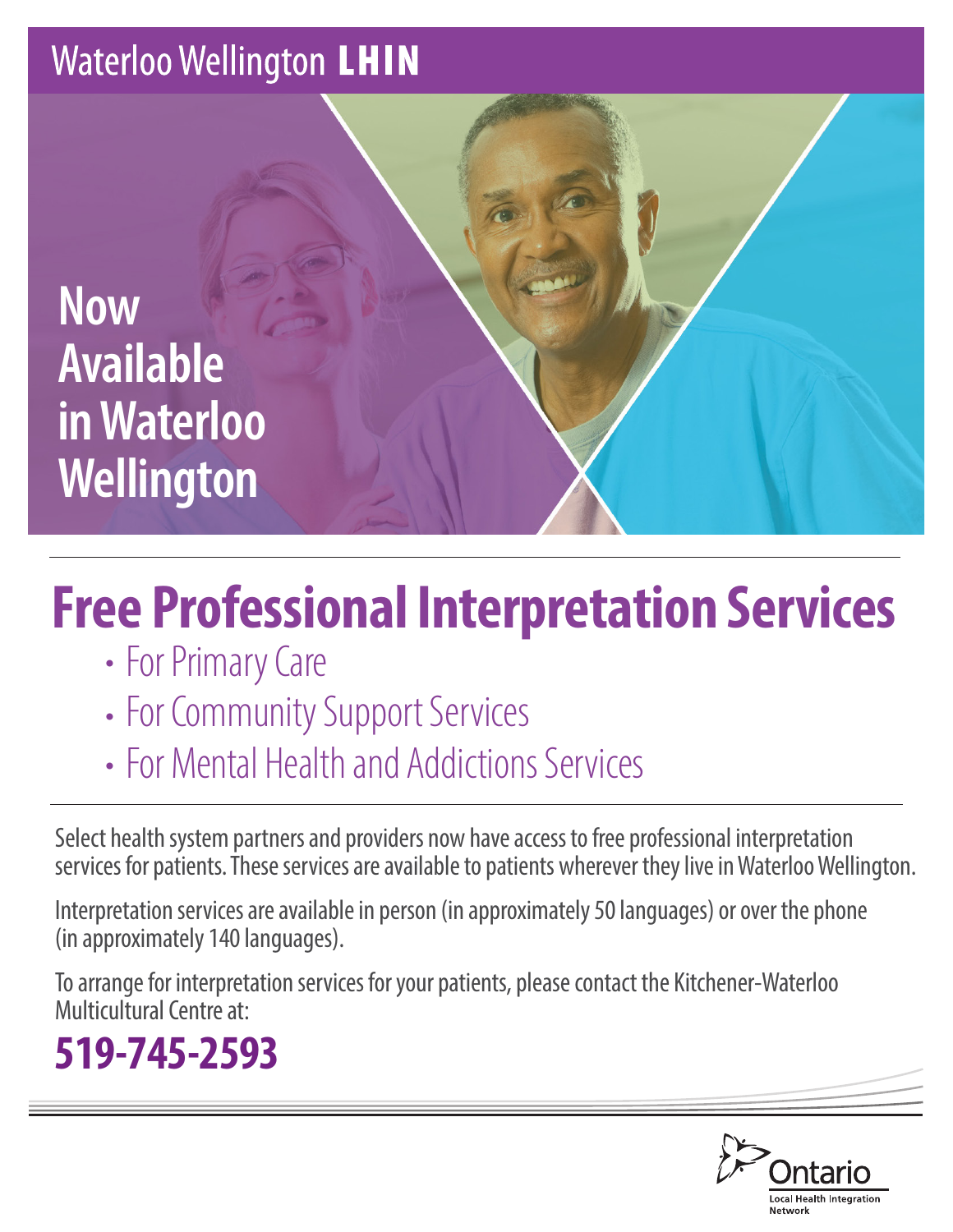Waterloo Wellington **LHIN**

# Now Available in Waterloo Wellington

# Free Professional Interpretation Services

- For Primary Care
- For Community Support Services
- For Mental Health and Addictions Services

Select health system partners and providers now have access to free professional interpretation services for patients. These services are available to patients wherever they live in Waterloo Wellington.

Interpretation services are available in person (in approximately 50 languages) or over the phone (in approximately 140 languages).

To arrange for interpretation services for your patients, please contact the Kitchener-Waterloo Multicultural Centre at:

## 519-745-2593

Ontario
Local Health Integration Network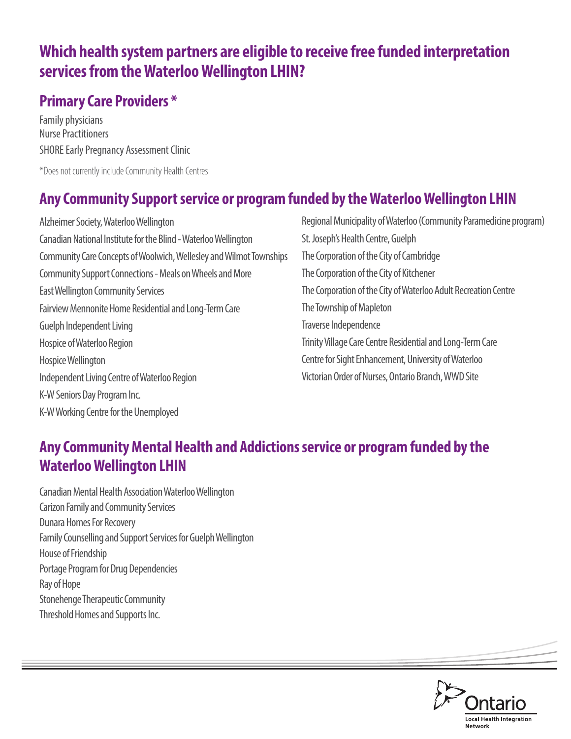## Which health system partners are eligible to receive free funded interpretation services from the Waterloo Wellington LHIN?

### Primary Care Providers *

Family physicians
Nurse Practitioners
SHORE Early Pregnancy Assessment Clinic

*Does not currently include Community Health Centres

### Any Community Support service or program funded by the Waterloo Wellington LHIN

Alzheimer Society, Waterloo Wellington
Canadian National Institute for the Blind - Waterloo Wellington
Community Care Concepts of Woolwich, Wellesley and Wilmot Townships
Community Support Connections - Meals on Wheels and More
East Wellington Community Services
Fairview Mennonite Home Residential and Long-Term Care
Guelph Independent Living
Hospice of Waterloo Region
Hospice Wellington
Independent Living Centre of Waterloo Region
K-W Seniors Day Program Inc.
K-W Working Centre for the Unemployed
Regional Municipality of Waterloo (Community Paramedicine program)
St. Joseph's Health Centre, Guelph
The Corporation of the City of Cambridge
The Corporation of the City of Kitchener
The Corporation of the City of Waterloo Adult Recreation Centre
The Township of Mapleton
Traverse Independence
Trinity Village Care Centre Residential and Long-Term Care
Centre for Sight Enhancement, University of Waterloo
Victorian Order of Nurses, Ontario Branch, WWD Site

### Any Community Mental Health and Addictions service or program funded by the Waterloo Wellington LHIN

Canadian Mental Health Association Waterloo Wellington
Carizon Family and Community Services
Dunara Homes For Recovery
Family Counselling and Support Services for Guelph Wellington
House of Friendship
Portage Program for Drug Dependencies
Ray of Hope
Stonehenge Therapeutic Community
Threshold Homes and Supports Inc.

Ontario
Local Health Integration Network